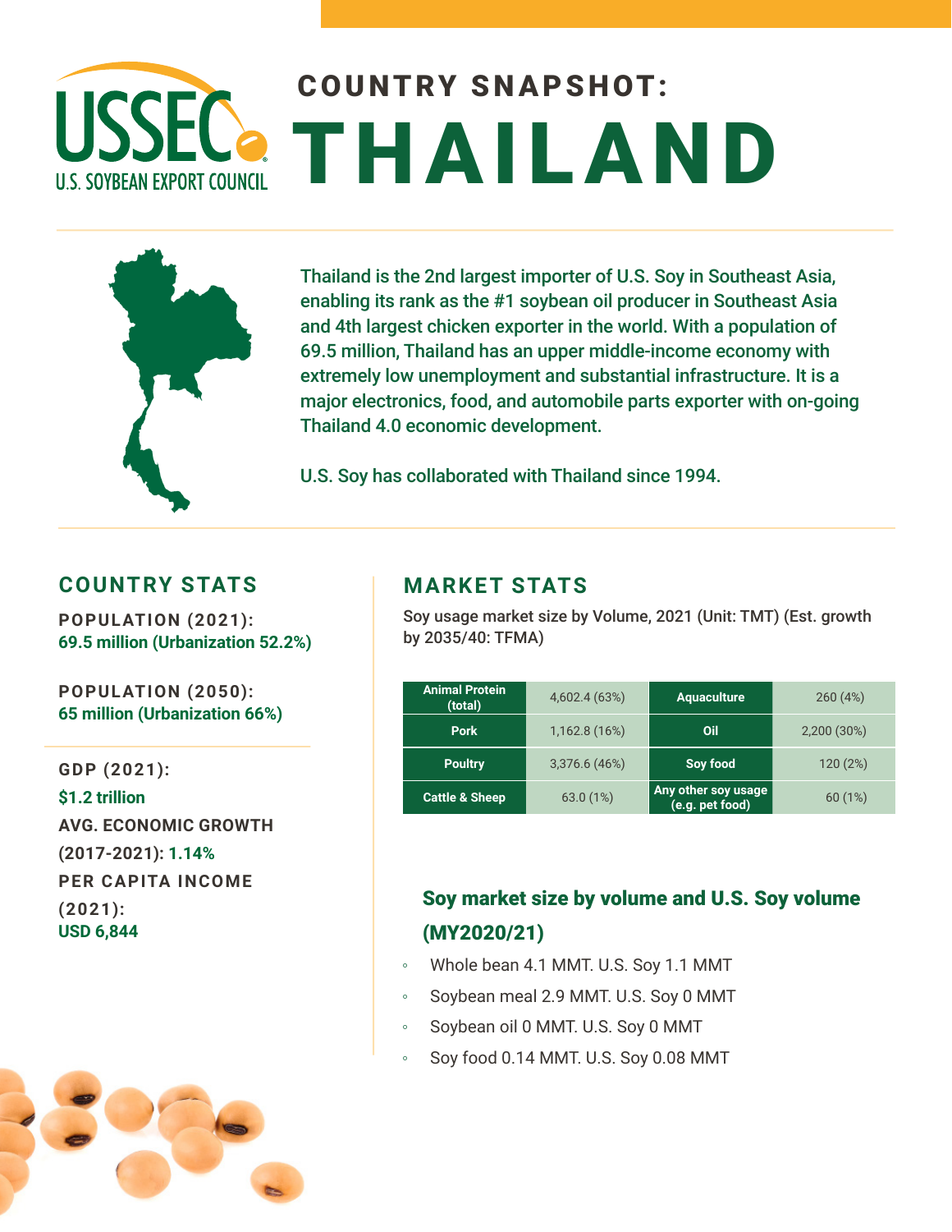USSEC
U.S. SOYBEAN EXPORT COUNCIL

# COUNTRY SNAPSHOT: THAILAND

Thailand is the 2nd largest importer of U.S. Soy in Southeast Asia, enabling its rank as the #1 soybean oil producer in Southeast Asia and 4th largest chicken exporter in the world. With a population of 69.5 million, Thailand has an upper middle-income economy with extremely low unemployment and substantial infrastructure. It is a major electronics, food, and automobile parts exporter with on-going Thailand 4.0 economic development.

U.S. Soy has collaborated with Thailand since 1994.

## COUNTRY STATS

**POPULATION (2021):**
69.5 million (Urbanization 52.2%)

**POPULATION (2050):**
65 million (Urbanization 66%)

**GDP (2021):**
$1.2 trillion

**AVG. ECONOMIC GROWTH (2017-2021):** 1.14%

**PER CAPITA INCOME (2021):**
USD 6,844

## MARKET STATS

Soy usage market size by Volume, 2021 (Unit: TMT) (Est. growth by 2035/40: TFMA)

| | | | |
|---|---|---|---|
| Animal Protein (total) | 4,602.4 (63%) | Aquaculture | 260 (4%) |
| Pork | 1,162.8 (16%) | Oil | 2,200 (30%) |
| Poultry | 3,376.6 (46%) | Soy food | 120 (2%) |
| Cattle & Sheep | 63.0 (1%) | Any other soy usage (e.g. pet food) | 60 (1%) |

### Soy market size by volume and U.S. Soy volume (MY2020/21)

- Whole bean 4.1 MMT. U.S. Soy 1.1 MMT
- Soybean meal 2.9 MMT. U.S. Soy 0 MMT
- Soybean oil 0 MMT. U.S. Soy 0 MMT
- Soy food 0.14 MMT. U.S. Soy 0.08 MMT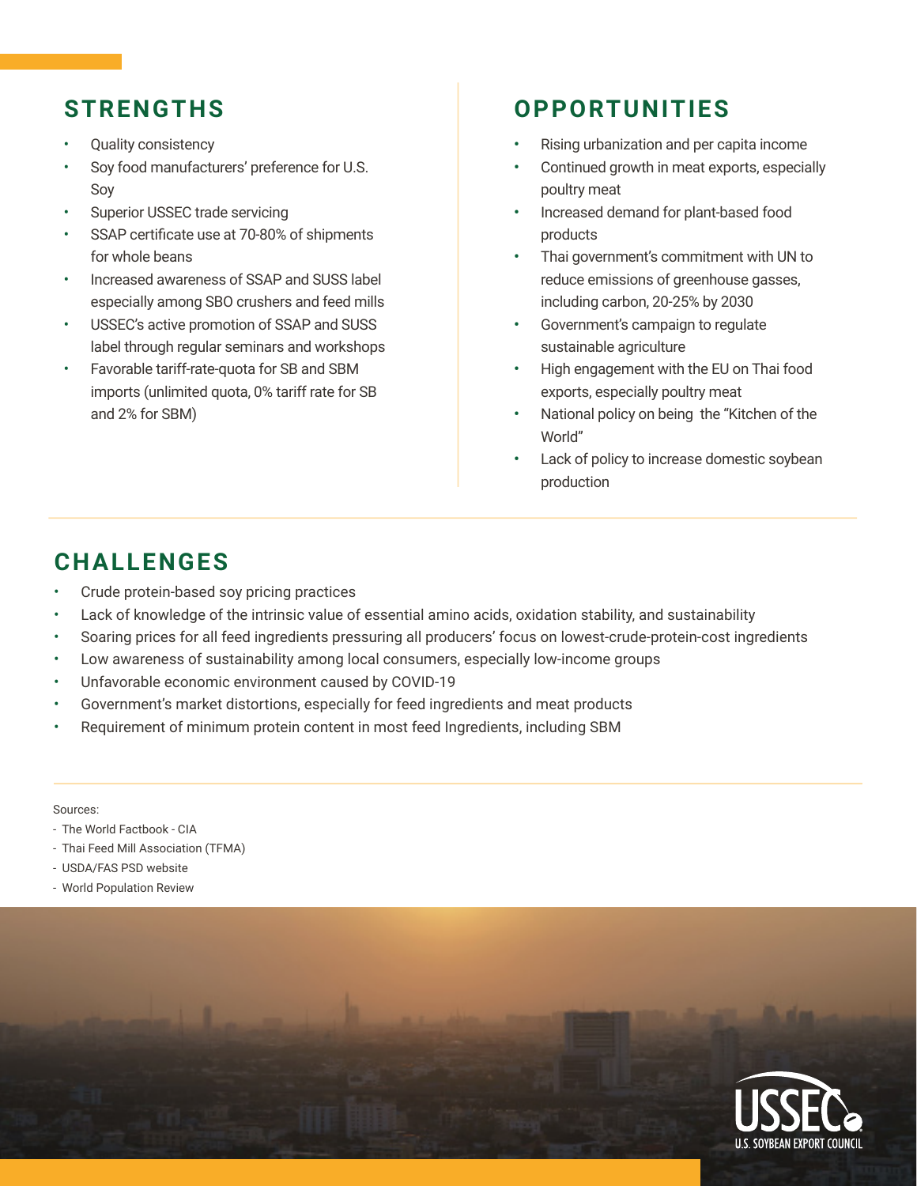## STRENGTHS

- Quality consistency
- Soy food manufacturers' preference for U.S. Soy
- Superior USSEC trade servicing
- SSAP certificate use at 70-80% of shipments for whole beans
- Increased awareness of SSAP and SUSS label especially among SBO crushers and feed mills
- USSEC's active promotion of SSAP and SUSS label through regular seminars and workshops
- Favorable tariff-rate-quota for SB and SBM imports (unlimited quota, 0% tariff rate for SB and 2% for SBM)

## OPPORTUNITIES

- Rising urbanization and per capita income
- Continued growth in meat exports, especially poultry meat
- Increased demand for plant-based food products
- Thai government's commitment with UN to reduce emissions of greenhouse gasses, including carbon, 20-25% by 2030
- Government's campaign to regulate sustainable agriculture
- High engagement with the EU on Thai food exports, especially poultry meat
- National policy on being the "Kitchen of the World"
- Lack of policy to increase domestic soybean production

## CHALLENGES

- Crude protein-based soy pricing practices
- Lack of knowledge of the intrinsic value of essential amino acids, oxidation stability, and sustainability
- Soaring prices for all feed ingredients pressuring all producers' focus on lowest-crude-protein-cost ingredients
- Low awareness of sustainability among local consumers, especially low-income groups
- Unfavorable economic environment caused by COVID-19
- Government's market distortions, especially for feed ingredients and meat products
- Requirement of minimum protein content in most feed Ingredients, including SBM

Sources:

- The World Factbook - CIA
- Thai Feed Mill Association (TFMA)
- USDA/FAS PSD website
- World Population Review

USSEC
U.S. SOYBEAN EXPORT COUNCIL